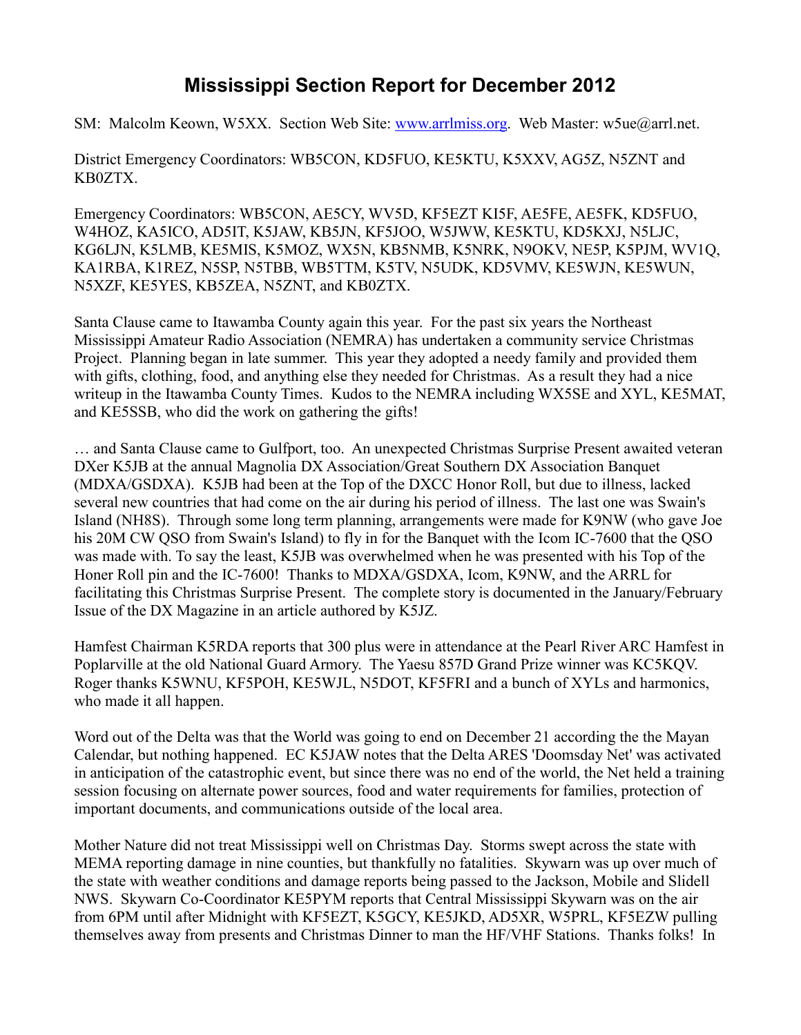# Mississippi Section Report for December 2012

SM: Malcolm Keown, W5XX. Section Web Site: www.arrlmiss.org. Web Master: w5ue@arrl.net.

District Emergency Coordinators: WB5CON, KD5FUO, KE5KTU, K5XXV, AG5Z, N5ZNT and KB0ZTX.

Emergency Coordinators: WB5CON, AE5CY, WV5D, KF5EZT KI5F, AE5FE, AE5FK, KD5FUO, W4HOZ, KA5ICO, AD5IT, K5JAW, KB5JN, KF5JOO, W5JWW, KE5KTU, KD5KXJ, N5LJC, KG6LJN, K5LMB, KE5MIS, K5MOZ, WX5N, KB5NMB, K5NRK, N9OKV, NE5P, K5PJM, WV1Q, KA1RBA, K1REZ, N5SP, N5TBB, WB5TTM, K5TV, N5UDK, KD5VMV, KE5WJN, KE5WUN, N5XZF, KE5YES, KB5ZEA, N5ZNT, and KB0ZTX.

Santa Clause came to Itawamba County again this year. For the past six years the Northeast Mississippi Amateur Radio Association (NEMRA) has undertaken a community service Christmas Project. Planning began in late summer. This year they adopted a needy family and provided them with gifts, clothing, food, and anything else they needed for Christmas. As a result they had a nice writeup in the Itawamba County Times. Kudos to the NEMRA including WX5SE and XYL, KE5MAT, and KE5SSB, who did the work on gathering the gifts!

… and Santa Clause came to Gulfport, too. An unexpected Christmas Surprise Present awaited veteran DXer K5JB at the annual Magnolia DX Association/Great Southern DX Association Banquet (MDXA/GSDXA). K5JB had been at the Top of the DXCC Honor Roll, but due to illness, lacked several new countries that had come on the air during his period of illness. The last one was Swain's Island (NH8S). Through some long term planning, arrangements were made for K9NW (who gave Joe his 20M CW QSO from Swain's Island) to fly in for the Banquet with the Icom IC-7600 that the QSO was made with. To say the least, K5JB was overwhelmed when he was presented with his Top of the Honer Roll pin and the IC-7600! Thanks to MDXA/GSDXA, Icom, K9NW, and the ARRL for facilitating this Christmas Surprise Present. The complete story is documented in the January/February Issue of the DX Magazine in an article authored by K5JZ.

Hamfest Chairman K5RDA reports that 300 plus were in attendance at the Pearl River ARC Hamfest in Poplarville at the old National Guard Armory. The Yaesu 857D Grand Prize winner was KC5KQV. Roger thanks K5WNU, KF5POH, KE5WJL, N5DOT, KF5FRI and a bunch of XYLs and harmonics, who made it all happen.

Word out of the Delta was that the World was going to end on December 21 according the the Mayan Calendar, but nothing happened. EC K5JAW notes that the Delta ARES 'Doomsday Net' was activated in anticipation of the catastrophic event, but since there was no end of the world, the Net held a training session focusing on alternate power sources, food and water requirements for families, protection of important documents, and communications outside of the local area.

Mother Nature did not treat Mississippi well on Christmas Day. Storms swept across the state with MEMA reporting damage in nine counties, but thankfully no fatalities. Skywarn was up over much of the state with weather conditions and damage reports being passed to the Jackson, Mobile and Slidell NWS. Skywarn Co-Coordinator KE5PYM reports that Central Mississippi Skywarn was on the air from 6PM until after Midnight with KF5EZT, K5GCY, KE5JKD, AD5XR, W5PRL, KF5EZW pulling themselves away from presents and Christmas Dinner to man the HF/VHF Stations. Thanks folks! In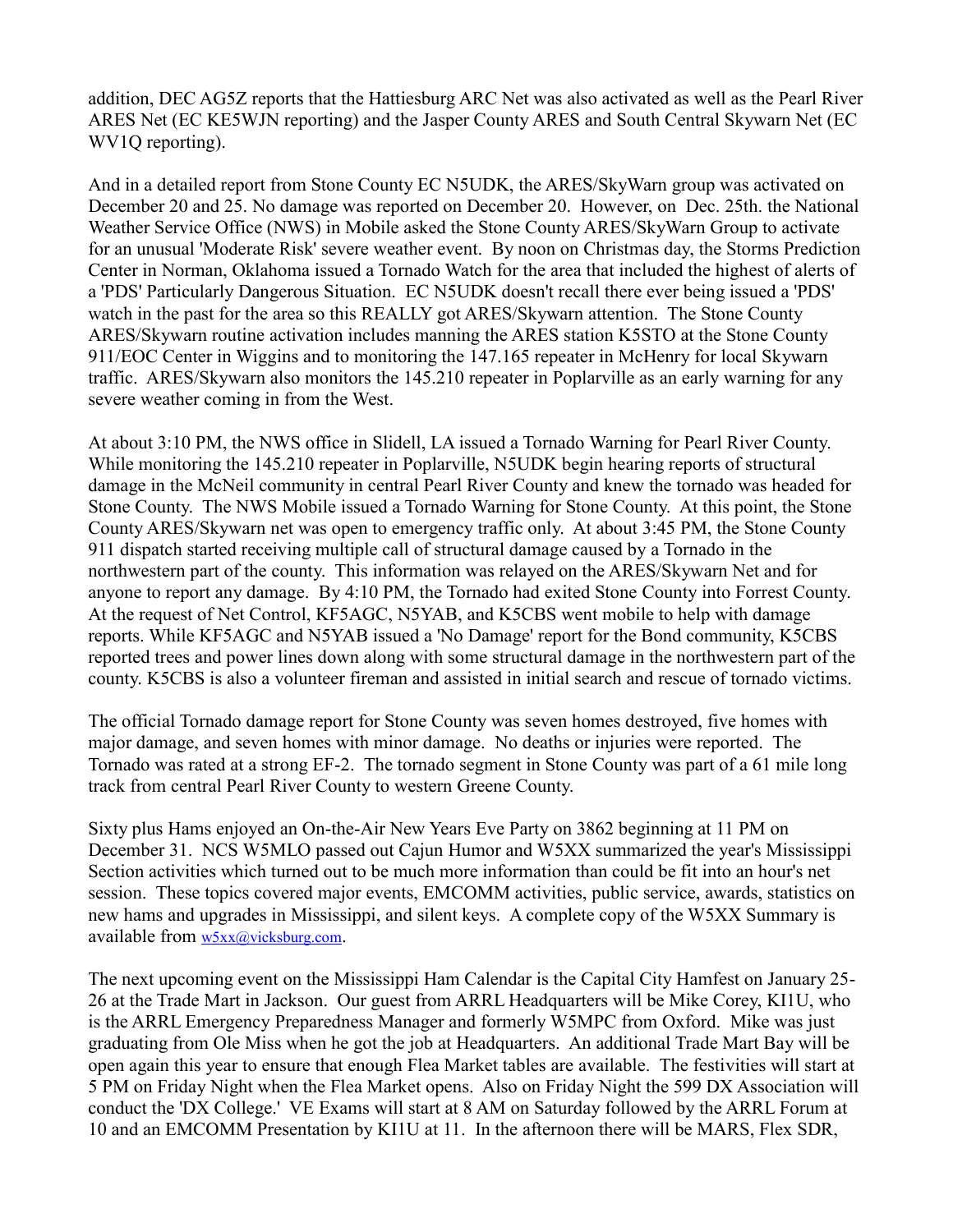addition, DEC AG5Z reports that the Hattiesburg ARC Net was also activated as well as the Pearl River ARES Net (EC KE5WJN reporting) and the Jasper County ARES and South Central Skywarn Net (EC WV1Q reporting).

And in a detailed report from Stone County EC N5UDK, the ARES/SkyWarn group was activated on December 20 and 25. No damage was reported on December 20. However, on Dec. 25th. the National Weather Service Office (NWS) in Mobile asked the Stone County ARES/SkyWarn Group to activate for an unusual 'Moderate Risk' severe weather event. By noon on Christmas day, the Storms Prediction Center in Norman, Oklahoma issued a Tornado Watch for the area that included the highest of alerts of a 'PDS' Particularly Dangerous Situation. EC N5UDK doesn't recall there ever being issued a 'PDS' watch in the past for the area so this REALLY got ARES/Skywarn attention. The Stone County ARES/Skywarn routine activation includes manning the ARES station K5STO at the Stone County 911/EOC Center in Wiggins and to monitoring the 147.165 repeater in McHenry for local Skywarn traffic. ARES/Skywarn also monitors the 145.210 repeater in Poplarville as an early warning for any severe weather coming in from the West.

At about 3:10 PM, the NWS office in Slidell, LA issued a Tornado Warning for Pearl River County. While monitoring the 145.210 repeater in Poplarville, N5UDK begin hearing reports of structural damage in the McNeil community in central Pearl River County and knew the tornado was headed for Stone County. The NWS Mobile issued a Tornado Warning for Stone County. At this point, the Stone County ARES/Skywarn net was open to emergency traffic only. At about 3:45 PM, the Stone County 911 dispatch started receiving multiple call of structural damage caused by a Tornado in the northwestern part of the county. This information was relayed on the ARES/Skywarn Net and for anyone to report any damage. By 4:10 PM, the Tornado had exited Stone County into Forrest County. At the request of Net Control, KF5AGC, N5YAB, and K5CBS went mobile to help with damage reports. While KF5AGC and N5YAB issued a 'No Damage' report for the Bond community, K5CBS reported trees and power lines down along with some structural damage in the northwestern part of the county. K5CBS is also a volunteer fireman and assisted in initial search and rescue of tornado victims.

The official Tornado damage report for Stone County was seven homes destroyed, five homes with major damage, and seven homes with minor damage. No deaths or injuries were reported. The Tornado was rated at a strong EF-2. The tornado segment in Stone County was part of a 61 mile long track from central Pearl River County to western Greene County.

Sixty plus Hams enjoyed an On-the-Air New Years Eve Party on 3862 beginning at 11 PM on December 31. NCS W5MLO passed out Cajun Humor and W5XX summarized the year's Mississippi Section activities which turned out to be much more information than could be fit into an hour's net session. These topics covered major events, EMCOMM activities, public service, awards, statistics on new hams and upgrades in Mississippi, and silent keys. A complete copy of the W5XX Summary is available from w5xx@vicksburg.com.

The next upcoming event on the Mississippi Ham Calendar is the Capital City Hamfest on January 25-26 at the Trade Mart in Jackson. Our guest from ARRL Headquarters will be Mike Corey, KI1U, who is the ARRL Emergency Preparedness Manager and formerly W5MPC from Oxford. Mike was just graduating from Ole Miss when he got the job at Headquarters. An additional Trade Mart Bay will be open again this year to ensure that enough Flea Market tables are available. The festivities will start at 5 PM on Friday Night when the Flea Market opens. Also on Friday Night the 599 DX Association will conduct the 'DX College.' VE Exams will start at 8 AM on Saturday followed by the ARRL Forum at 10 and an EMCOMM Presentation by KI1U at 11. In the afternoon there will be MARS, Flex SDR,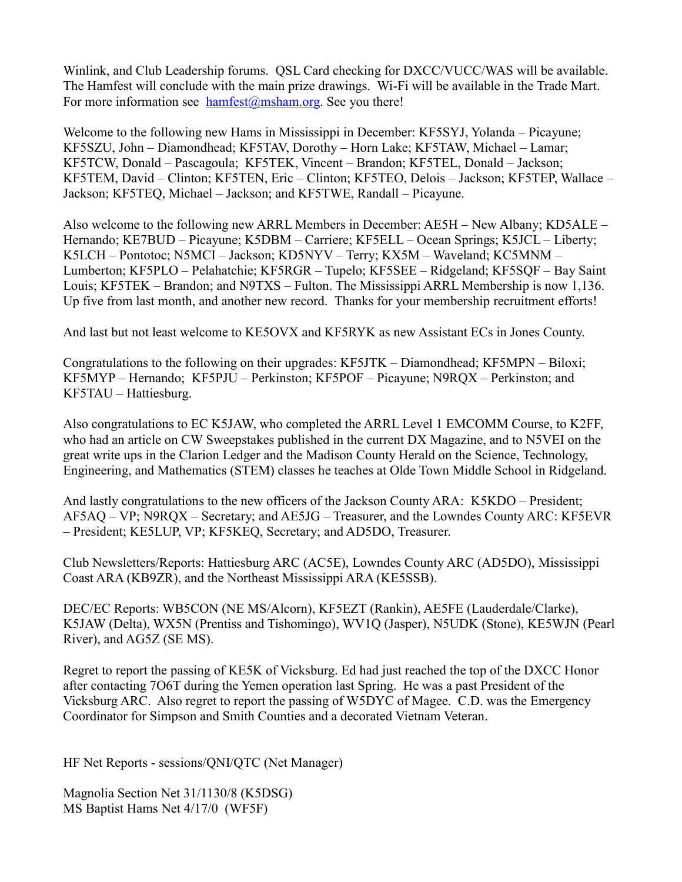Winlink, and Club Leadership forums. QSL Card checking for DXCC/VUCC/WAS will be available. The Hamfest will conclude with the main prize drawings. Wi-Fi will be available in the Trade Mart. For more information see hamfest@msham.org. See you there!

Welcome to the following new Hams in Mississippi in December: KF5SYJ, Yolanda – Picayune; KF5SZU, John – Diamondhead; KF5TAV, Dorothy – Horn Lake; KF5TAW, Michael – Lamar; KF5TCW, Donald – Pascagoula; KF5TEK, Vincent – Brandon; KF5TEL, Donald – Jackson; KF5TEM, David – Clinton; KF5TEN, Eric – Clinton; KF5TEO, Delois – Jackson; KF5TEP, Wallace – Jackson; KF5TEQ, Michael – Jackson; and KF5TWE, Randall – Picayune.

Also welcome to the following new ARRL Members in December: AE5H – New Albany; KD5ALE – Hernando; KE7BUD – Picayune; K5DBM – Carriere; KF5ELL – Ocean Springs; K5JCL – Liberty; K5LCH – Pontotoc; N5MCI – Jackson; KD5NYV – Terry; KX5M – Waveland; KC5MNM – Lumberton; KF5PLO – Pelahatchie; KF5RGR – Tupelo; KF5SEE – Ridgeland; KF5SQF – Bay Saint Louis; KF5TEK – Brandon; and N9TXS – Fulton. The Mississippi ARRL Membership is now 1,136. Up five from last month, and another new record. Thanks for your membership recruitment efforts!

And last but not least welcome to KE5OVX and KF5RYK as new Assistant ECs in Jones County.

Congratulations to the following on their upgrades: KF5JTK – Diamondhead; KF5MPN – Biloxi; KF5MYP – Hernando; KF5PJU – Perkinston; KF5POF – Picayune; N9RQX – Perkinston; and KF5TAU – Hattiesburg.

Also congratulations to EC K5JAW, who completed the ARRL Level 1 EMCOMM Course, to K2FF, who had an article on CW Sweepstakes published in the current DX Magazine, and to N5VEI on the great write ups in the Clarion Ledger and the Madison County Herald on the Science, Technology, Engineering, and Mathematics (STEM) classes he teaches at Olde Town Middle School in Ridgeland.

And lastly congratulations to the new officers of the Jackson County ARA: K5KDO – President; AF5AQ – VP; N9RQX – Secretary; and AE5JG – Treasurer, and the Lowndes County ARC: KF5EVR – President; KE5LUP, VP; KF5KEQ, Secretary; and AD5DO, Treasurer.

Club Newsletters/Reports: Hattiesburg ARC (AC5E), Lowndes County ARC (AD5DO), Mississippi Coast ARA (KB9ZR), and the Northeast Mississippi ARA (KE5SSB).

DEC/EC Reports: WB5CON (NE MS/Alcorn), KF5EZT (Rankin), AE5FE (Lauderdale/Clarke), K5JAW (Delta), WX5N (Prentiss and Tishomingo), WV1Q (Jasper), N5UDK (Stone), KE5WJN (Pearl River), and AG5Z (SE MS).

Regret to report the passing of KE5K of Vicksburg. Ed had just reached the top of the DXCC Honor after contacting 7O6T during the Yemen operation last Spring. He was a past President of the Vicksburg ARC. Also regret to report the passing of W5DYC of Magee. C.D. was the Emergency Coordinator for Simpson and Smith Counties and a decorated Vietnam Veteran.

HF Net Reports - sessions/QNI/QTC (Net Manager)

Magnolia Section Net 31/1130/8 (K5DSG)
MS Baptist Hams Net 4/17/0 (WF5F)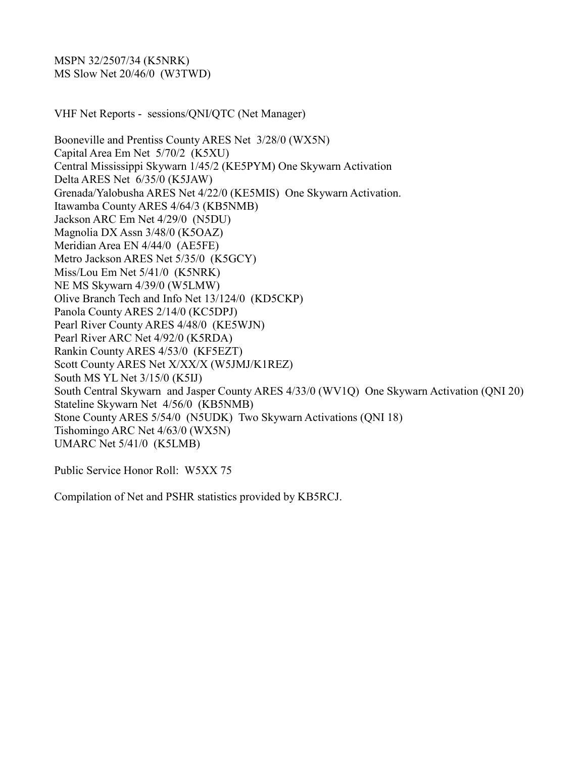MSPN 32/2507/34 (K5NRK)
MS Slow Net 20/46/0 (W3TWD)

VHF Net Reports - sessions/QNI/QTC (Net Manager)

Booneville and Prentiss County ARES Net 3/28/0 (WX5N)
Capital Area Em Net 5/70/2 (K5XU)
Central Mississippi Skywarn 1/45/2 (KE5PYM) One Skywarn Activation
Delta ARES Net 6/35/0 (K5JAW)
Grenada/Yalobusha ARES Net 4/22/0 (KE5MIS) One Skywarn Activation.
Itawamba County ARES 4/64/3 (KB5NMB)
Jackson ARC Em Net 4/29/0 (N5DU)
Magnolia DX Assn 3/48/0 (K5OAZ)
Meridian Area EN 4/44/0 (AE5FE)
Metro Jackson ARES Net 5/35/0 (K5GCY)
Miss/Lou Em Net 5/41/0 (K5NRK)
NE MS Skywarn 4/39/0 (W5LMW)
Olive Branch Tech and Info Net 13/124/0 (KD5CKP)
Panola County ARES 2/14/0 (KC5DPJ)
Pearl River County ARES 4/48/0 (KE5WJN)
Pearl River ARC Net 4/92/0 (K5RDA)
Rankin County ARES 4/53/0 (KF5EZT)
Scott County ARES Net X/XX/X (W5JMJ/K1REZ)
South MS YL Net 3/15/0 (K5IJ)
South Central Skywarn and Jasper County ARES 4/33/0 (WV1Q) One Skywarn Activation (QNI 20)
Stateline Skywarn Net 4/56/0 (KB5NMB)
Stone County ARES 5/54/0 (N5UDK) Two Skywarn Activations (QNI 18)
Tishomingo ARC Net 4/63/0 (WX5N)
UMARC Net 5/41/0 (K5LMB)

Public Service Honor Roll: W5XX 75

Compilation of Net and PSHR statistics provided by KB5RCJ.